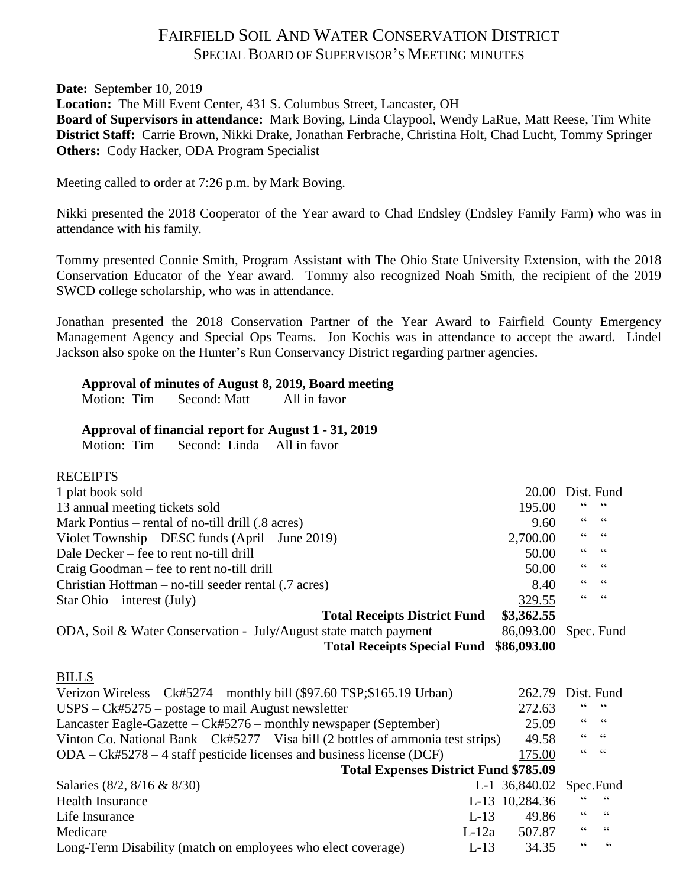# FAIRFIELD SOIL AND WATER CONSERVATION DISTRICT

## SPECIAL BOARD OF SUPERVISOR'S MEETING MINUTES

**Date:** September 10, 2019
**Location:** The Mill Event Center, 431 S. Columbus Street, Lancaster, OH
**Board of Supervisors in attendance:** Mark Boving, Linda Claypool, Wendy LaRue, Matt Reese, Tim White
**District Staff:** Carrie Brown, Nikki Drake, Jonathan Ferbrache, Christina Holt, Chad Lucht, Tommy Springer
**Others:** Cody Hacker, ODA Program Specialist

Meeting called to order at 7:26 p.m. by Mark Boving.

Nikki presented the 2018 Cooperator of the Year award to Chad Endsley (Endsley Family Farm) who was in attendance with his family.

Tommy presented Connie Smith, Program Assistant with The Ohio State University Extension, with the 2018 Conservation Educator of the Year award. Tommy also recognized Noah Smith, the recipient of the 2019 SWCD college scholarship, who was in attendance.

Jonathan presented the 2018 Conservation Partner of the Year Award to Fairfield County Emergency Management Agency and Special Ops Teams. Jon Kochis was in attendance to accept the award. Lindel Jackson also spoke on the Hunter's Run Conservancy District regarding partner agencies.

**Approval of minutes of August 8, 2019, Board meeting**
Motion: Tim Second: Matt All in favor

**Approval of financial report for August 1 - 31, 2019**
Motion: Tim Second: Linda All in favor

RECEIPTS

| Item | Amount | Fund |
|---|---|---|
| 1 plat book sold | 20.00 | Dist. Fund |
| 13 annual meeting tickets sold | 195.00 | " " |
| Mark Pontius – rental of no-till drill (.8 acres) | 9.60 | " " |
| Violet Township – DESC funds (April – June 2019) | 2,700.00 | " " |
| Dale Decker – fee to rent no-till drill | 50.00 | " " |
| Craig Goodman – fee to rent no-till drill | 50.00 | " " |
| Christian Hoffman – no-till seeder rental (.7 acres) | 8.40 | " " |
| Star Ohio – interest (July) | 329.55 | " " |
| **Total Receipts District Fund** | **$3,362.55** | |
| ODA, Soil & Water Conservation - July/August state match payment | 86,093.00 | Spec. Fund |
| **Total Receipts Special Fund** | **$86,093.00** | |

BILLS

| Item | | Amount | Fund |
|---|---|---|---|
| Verizon Wireless – Ck#5274 – monthly bill ($97.60 TSP;$165.19 Urban) | | 262.79 | Dist. Fund |
| USPS – Ck#5275 – postage to mail August newsletter | | 272.63 | " " |
| Lancaster Eagle-Gazette – Ck#5276 – monthly newspaper (September) | | 25.09 | " " |
| Vinton Co. National Bank – Ck#5277 – Visa bill (2 bottles of ammonia test strips) | | 49.58 | " " |
| ODA – Ck#5278 – 4 staff pesticide licenses and business license (DCF) | | 175.00 | " " |
| **Total Expenses District Fund** | | **$785.09** | |
| Salaries (8/2, 8/16 & 8/30) | L-1 | 36,840.02 | Spec.Fund |
| Health Insurance | L-13 | 10,284.36 | " " |
| Life Insurance | L-13 | 49.86 | " " |
| Medicare | L-12a | 507.87 | " " |
| Long-Term Disability (match on employees who elect coverage) | L-13 | 34.35 | " " |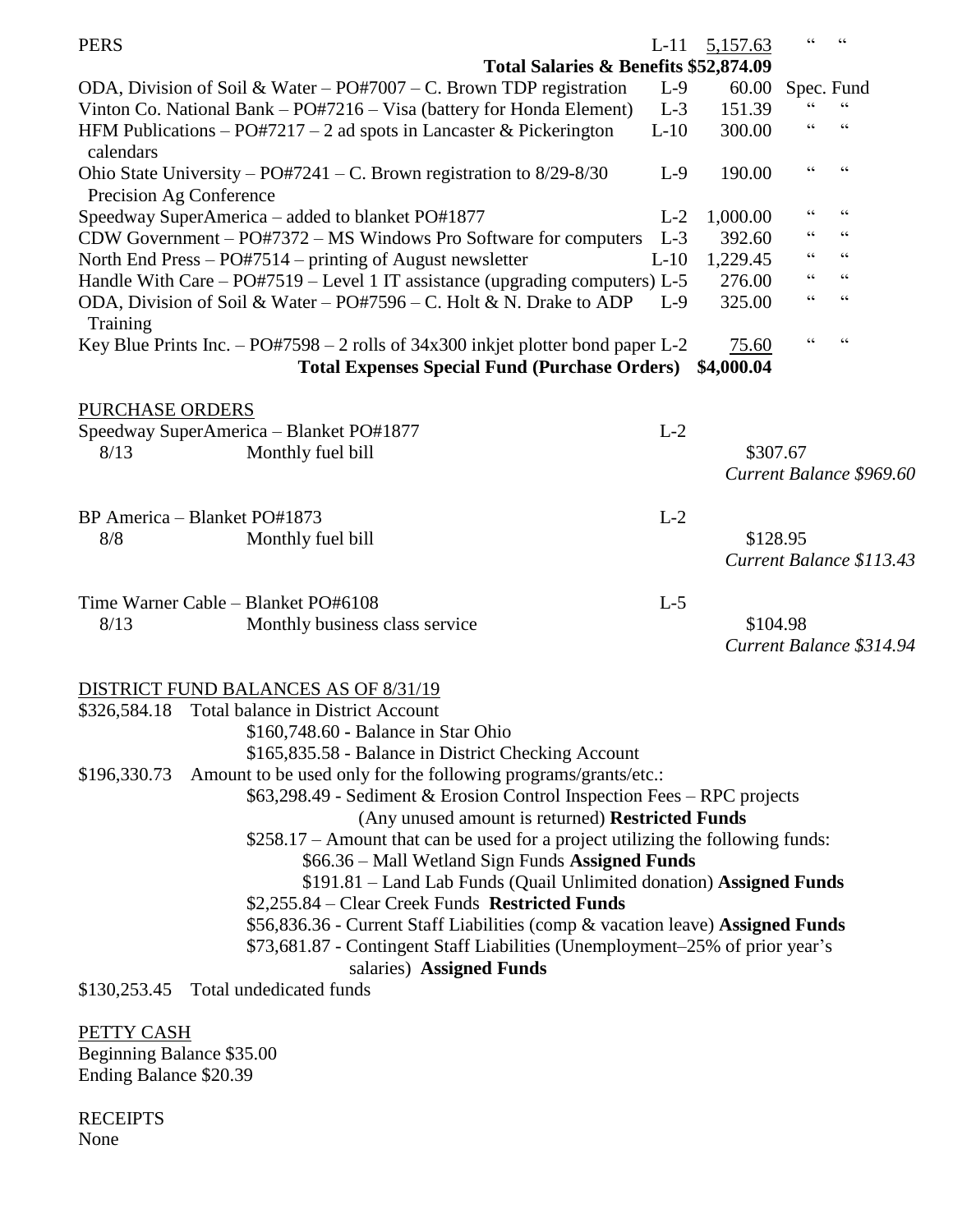| | | | |
|---|---|---|---|
| PERS | L-11 | 5,157.63 | " " |
| **Total Salaries & Benefits** | | **$52,874.09** | |
| ODA, Division of Soil & Water – PO#7007 – C. Brown TDP registration | L-9 | 60.00 | Spec. Fund |
| Vinton Co. National Bank – PO#7216 – Visa (battery for Honda Element) | L-3 | 151.39 | " " |
| HFM Publications – PO#7217 – 2 ad spots in Lancaster & Pickerington calendars | L-10 | 300.00 | " " |
| Ohio State University – PO#7241 – C. Brown registration to 8/29-8/30 Precision Ag Conference | L-9 | 190.00 | " " |
| Speedway SuperAmerica – added to blanket PO#1877 | L-2 | 1,000.00 | " " |
| CDW Government – PO#7372 – MS Windows Pro Software for computers | L-3 | 392.60 | " " |
| North End Press – PO#7514 – printing of August newsletter | L-10 | 1,229.45 | " " |
| Handle With Care – PO#7519 – Level 1 IT assistance (upgrading computers) | L-5 | 276.00 | " " |
| ODA, Division of Soil & Water – PO#7596 – C. Holt & N. Drake to ADP Training | L-9 | 325.00 | " " |
| Key Blue Prints Inc. – PO#7598 – 2 rolls of 34x300 inkjet plotter bond paper | L-2 | 75.60 | " " |
| **Total Expenses Special Fund (Purchase Orders)** | | **$4,000.04** | |

PURCHASE ORDERS

Speedway SuperAmerica – Blanket PO#1877 L-2

8/13 Monthly fuel bill $307.67

*Current Balance $969.60*

BP America – Blanket PO#1873 L-2

8/8 Monthly fuel bill $128.95

*Current Balance $113.43*

Time Warner Cable – Blanket PO#6108 L-5

8/13 Monthly business class service $104.98

*Current Balance $314.94*

DISTRICT FUND BALANCES AS OF 8/31/19

$326,584.18 Total balance in District Account

- $160,748.60 - Balance in Star Ohio
- $165,835.58 - Balance in District Checking Account

$196,330.73 Amount to be used only for the following programs/grants/etc.:

- $63,298.49 - Sediment & Erosion Control Inspection Fees – RPC projects (Any unused amount is returned) **Restricted Funds**
- $258.17 – Amount that can be used for a project utilizing the following funds:
  - $66.36 – Mall Wetland Sign Funds **Assigned Funds**
  - $191.81 – Land Lab Funds (Quail Unlimited donation) **Assigned Funds**
- $2,255.84 – Clear Creek Funds **Restricted Funds**
- $56,836.36 - Current Staff Liabilities (comp & vacation leave) **Assigned Funds**
- $73,681.87 - Contingent Staff Liabilities (Unemployment–25% of prior year's salaries) **Assigned Funds**

$130,253.45 Total undedicated funds

PETTY CASH

Beginning Balance $35.00

Ending Balance $20.39

RECEIPTS

None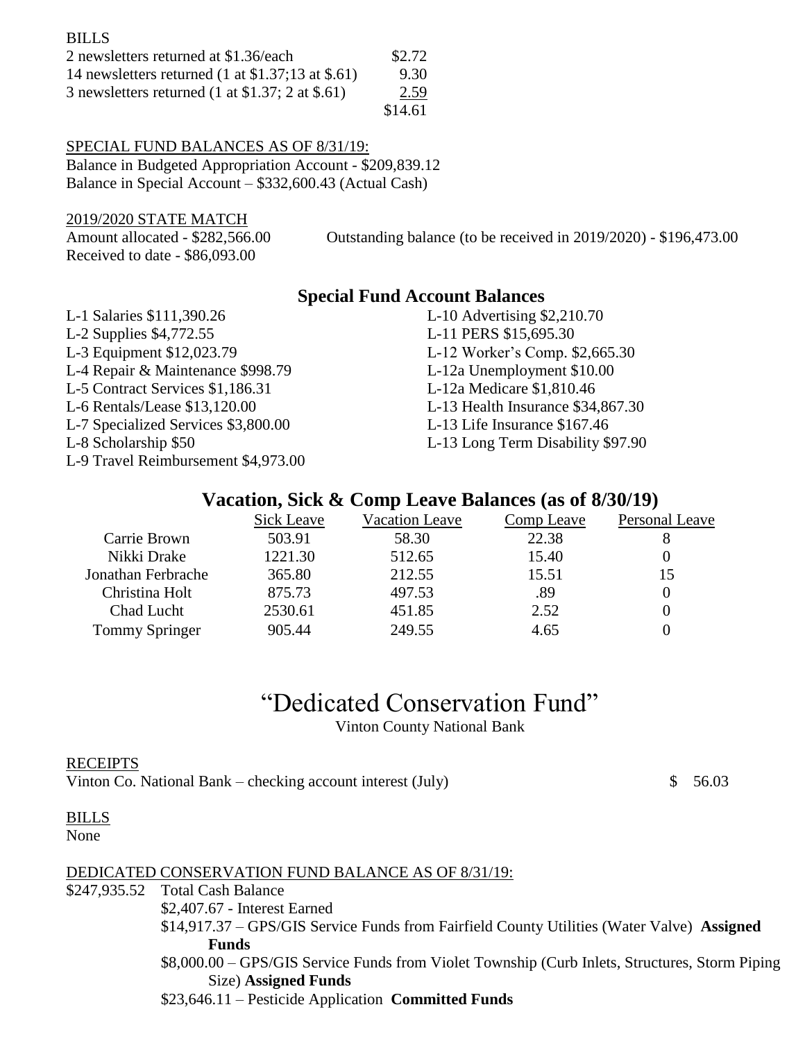BILLS

| | |
|---|---|
| 2 newsletters returned at $1.36/each | $2.72 |
| 14 newsletters returned (1 at $1.37;13 at $.61) | 9.30 |
| 3 newsletters returned (1 at $1.37; 2 at $.61) | 2.59 |
| | $14.61 |

SPECIAL FUND BALANCES AS OF 8/31/19:

Balance in Budgeted Appropriation Account - $209,839.12
Balance in Special Account – $332,600.43 (Actual Cash)

2019/2020 STATE MATCH

Amount allocated - $282,566.00
Received to date - $86,093.00
Outstanding balance (to be received in 2019/2020) - $196,473.00

## Special Fund Account Balances

L-1 Salaries $111,390.26
L-2 Supplies $4,772.55
L-3 Equipment $12,023.79
L-4 Repair & Maintenance $998.79
L-5 Contract Services $1,186.31
L-6 Rentals/Lease $13,120.00
L-7 Specialized Services $3,800.00
L-8 Scholarship $50
L-9 Travel Reimbursement $4,973.00
L-10 Advertising $2,210.70
L-11 PERS $15,695.30
L-12 Worker's Comp. $2,665.30
L-12a Unemployment $10.00
L-12a Medicare $1,810.46
L-13 Health Insurance $34,867.30
L-13 Life Insurance $167.46
L-13 Long Term Disability $97.90

## Vacation, Sick & Comp Leave Balances (as of 8/30/19)

| | Sick Leave | Vacation Leave | Comp Leave | Personal Leave |
|---|---|---|---|---|
| Carrie Brown | 503.91 | 58.30 | 22.38 | 8 |
| Nikki Drake | 1221.30 | 512.65 | 15.40 | 0 |
| Jonathan Ferbrache | 365.80 | 212.55 | 15.51 | 15 |
| Christina Holt | 875.73 | 497.53 | .89 | 0 |
| Chad Lucht | 2530.61 | 451.85 | 2.52 | 0 |
| Tommy Springer | 905.44 | 249.55 | 4.65 | 0 |

# "Dedicated Conservation Fund"

Vinton County National Bank

RECEIPTS

Vinton Co. National Bank – checking account interest (July) $ 56.03

BILLS

None

DEDICATED CONSERVATION FUND BALANCE AS OF 8/31/19:

$247,935.52 Total Cash Balance

- $2,407.67 - Interest Earned
- $14,917.37 – GPS/GIS Service Funds from Fairfield County Utilities (Water Valve) **Assigned Funds**
- $8,000.00 – GPS/GIS Service Funds from Violet Township (Curb Inlets, Structures, Storm Piping Size) **Assigned Funds**
- $23,646.11 – Pesticide Application **Committed Funds**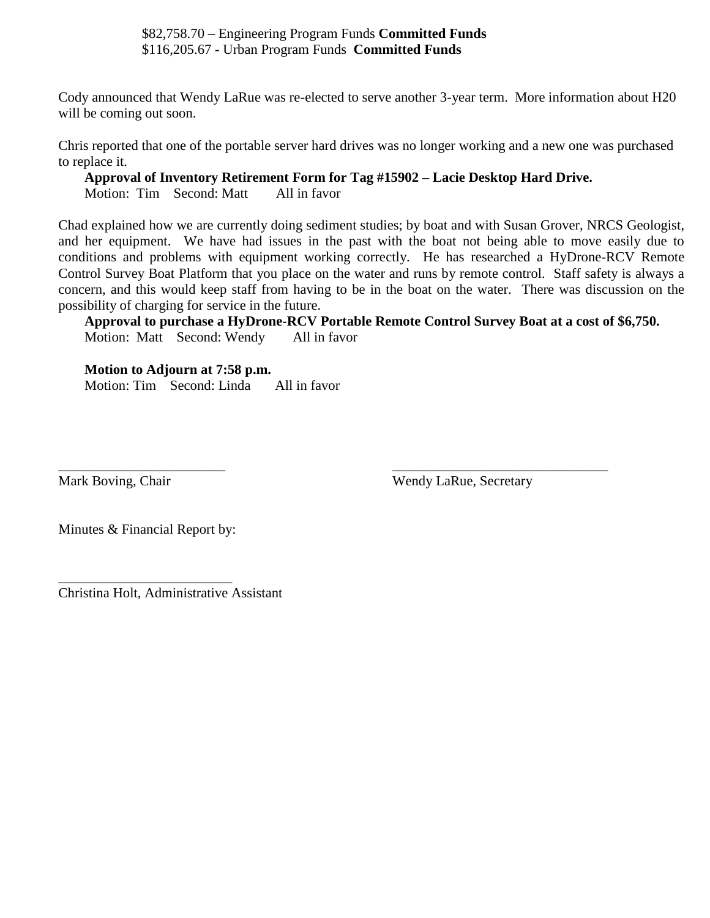$82,758.70 – Engineering Program Funds **Committed Funds**
$116,205.67 - Urban Program Funds **Committed Funds**

Cody announced that Wendy LaRue was re-elected to serve another 3-year term. More information about H20 will be coming out soon.

Chris reported that one of the portable server hard drives was no longer working and a new one was purchased to replace it.

**Approval of Inventory Retirement Form for Tag #15902 – Lacie Desktop Hard Drive.**
Motion: Tim Second: Matt All in favor

Chad explained how we are currently doing sediment studies; by boat and with Susan Grover, NRCS Geologist, and her equipment. We have had issues in the past with the boat not being able to move easily due to conditions and problems with equipment working correctly. He has researched a HyDrone-RCV Remote Control Survey Boat Platform that you place on the water and runs by remote control. Staff safety is always a concern, and this would keep staff from having to be in the boat on the water. There was discussion on the possibility of charging for service in the future.

**Approval to purchase a HyDrone-RCV Portable Remote Control Survey Boat at a cost of $6,750.**
Motion: Matt Second: Wendy All in favor

**Motion to Adjourn at 7:58 p.m.**
Motion: Tim Second: Linda All in favor

________________________ ________________________________
Mark Boving, Chair Wendy LaRue, Secretary

Minutes & Financial Report by:

________________________
Christina Holt, Administrative Assistant